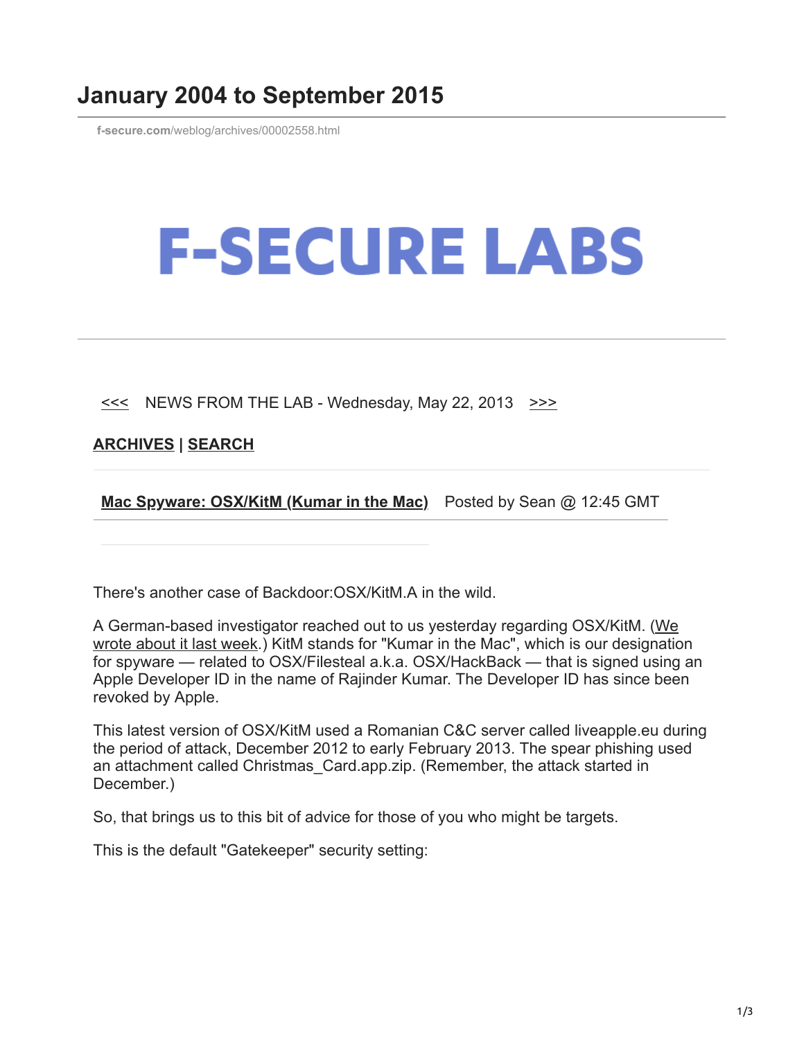# January 2004 to September 2015

f-secure.com/weblog/archives/00002558.html

F-SECURE LABS

<<< NEWS FROM THE LAB - Wednesday, May 22, 2013 >>>

**ARCHIVES | SEARCH**

**Mac Spyware: OSX/KitM (Kumar in the Mac)** Posted by Sean @ 12:45 GMT

There's another case of Backdoor:OSX/KitM.A in the wild.

A German-based investigator reached out to us yesterday regarding OSX/KitM. (We wrote about it last week.) KitM stands for "Kumar in the Mac", which is our designation for spyware — related to OSX/Filesteal a.k.a. OSX/HackBack — that is signed using an Apple Developer ID in the name of Rajinder Kumar. The Developer ID has since been revoked by Apple.

This latest version of OSX/KitM used a Romanian C&C server called liveapple.eu during the period of attack, December 2012 to early February 2013. The spear phishing used an attachment called Christmas_Card.app.zip. (Remember, the attack started in December.)

So, that brings us to this bit of advice for those of you who might be targets.

This is the default "Gatekeeper" security setting: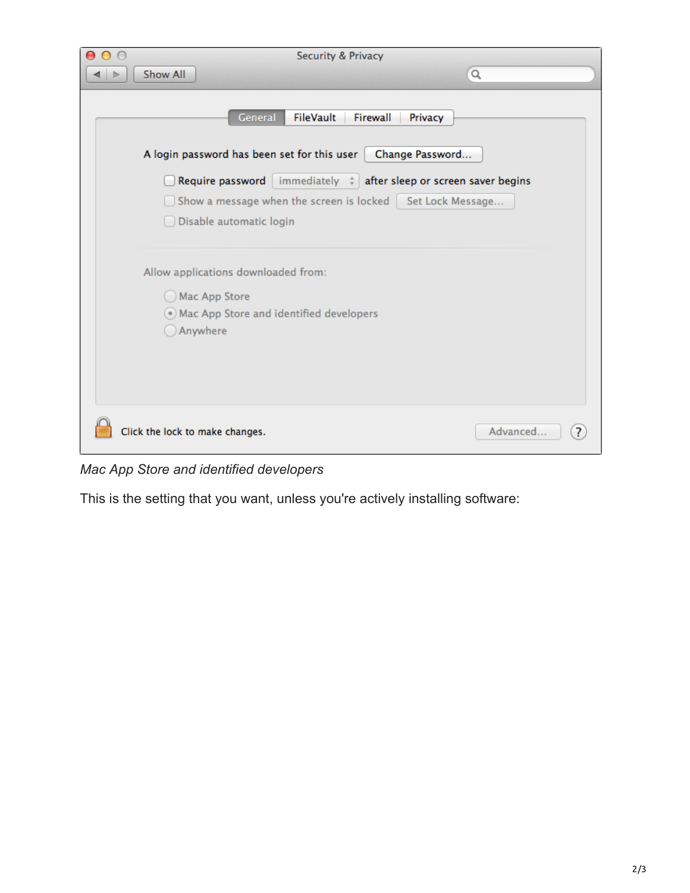*Mac App Store and identified developers*

This is the setting that you want, unless you're actively installing software: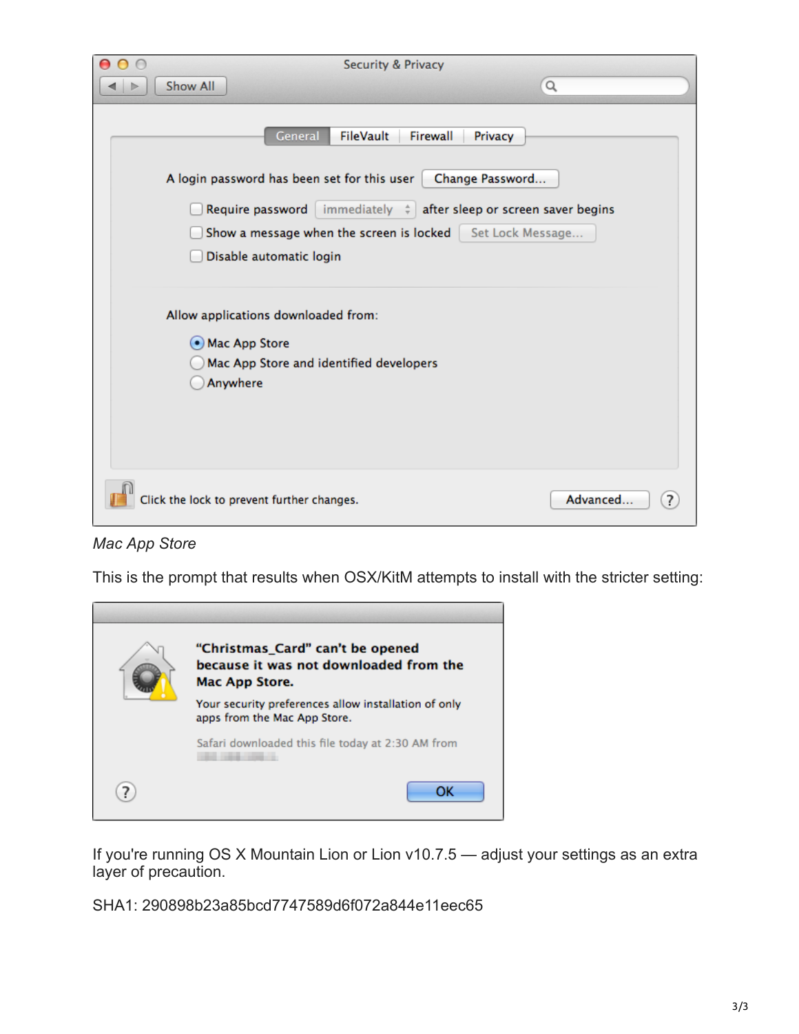*Mac App Store*

This is the prompt that results when OSX/KitM attempts to install with the stricter setting:

If you're running OS X Mountain Lion or Lion v10.7.5 — adjust your settings as an extra layer of precaution.

SHA1: 290898b23a85bcd7747589d6f072a844e11eec65